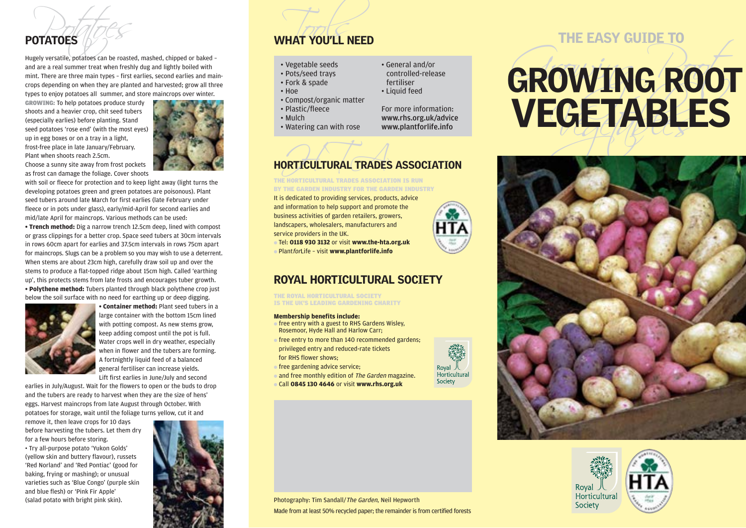# POTATOES

Hugely versatile, potatoes can be roasted, mashed, chipped or baked – and are a real summer treat when freshly dug and lightly boiled with mint. There are three main types – first earlies, second earlies and maincrops depending on when they are planted and harvested; grow all three types to enjoy potatoes all summer, and store maincrops over winter.

**GROWING:** To help potatoes produce sturdy shoots and a heavier crop, chit seed tubers (especially earlies) before planting. Stand seed potatoes 'rose end' (with the most eyes) up in egg boxes or on a tray in a light, frost-free place in late January/February. Plant when shoots reach 2.5cm.

Choose a sunny site away from frost pockets as frost can damage the foliage. Cover shoots with soil or fleece for protection and to keep light away (light turns the developing potatoes green and green potatoes are poisonous). Plant seed tubers around late March for first earlies (late February under fleece or in pots under glass), early/mid-April for second earlies and mid/late April for maincrops. Various methods can be used:

**• Trench method:** Dig a narrow trench 12.5cm deep, lined with compost or grass clippings for a better crop. Space seed tubers at 30cm intervals in rows 60cm apart for earlies and 37.5cm intervals in rows 75cm apart for maincrops. Slugs can be a problem so you may wish to use a deterrent. When stems are about 23cm high, carefully draw soil up and over the stems to produce a flat-topped ridge about 15cm high. Called 'earthing up', this protects stems from late frosts and encourages tuber growth.

**• Polythene method:** Tubers planted through black polythene crop just below the soil surface with no need for earthing up or deep digging.

**• Container method:** Plant seed tubers in a large container with the bottom 15cm lined with potting compost. As new stems grow, keep adding compost until the pot is full. Water crops well in dry weather, especially when in flower and the tubers are forming. A fortnightly liquid feed of a balanced general fertiliser can increase yields.

Lift first earlies in June/July and second earlies in July/August. Wait for the flowers to open or the buds to drop and the tubers are ready to harvest when they are the size of hens' eggs. Harvest maincrops from late August through October. With potatoes for storage, wait until the foliage turns yellow, cut it and remove it, then leave crops for 10 days before harvesting the tubers. Let them dry for a few hours before storing.

• Try all-purpose potato 'Yukon Golds' (yellow skin and buttery flavour), russets 'Red Norland' and 'Red Pontiac' (good for baking, frying or mashing); or unusual varieties such as 'Blue Congo' (purple skin and blue flesh) or 'Pink Fir Apple' (salad potato with bright pink skin).

## WHAT YOU'LL NEED

- Vegetable seeds
- Pots/seed trays
- Fork & spade
- Hoe
- Compost/organic matter
- Plastic/fleece
- Mulch
- Watering can with rose
- General and/or controlled-release fertiliser
- Liquid feed

For more information:
**www.rhs.org.uk/advice**
**www.plantforlife.info**

## HORTICULTURAL TRADES ASSOCIATION

**THE HORTICULTURAL TRADES ASSOCIATION IS RUN BY THE GARDEN INDUSTRY FOR THE GARDEN INDUSTRY**

It is dedicated to providing services, products, advice and information to help support and promote the business activities of garden retailers, growers, landscapers, wholesalers, manufacturers and service providers in the UK.

- Tel: **0118 930 3132** or visit **www.the-hta.org.uk**
- Plant*for*Life – visit **www.plantforlife.info**

## ROYAL HORTICULTURAL SOCIETY

**THE ROYAL HORTICULTURAL SOCIETY IS THE UK'S LEADING GARDENING CHARITY**

**Membership benefits include:**

- free entry with a guest to RHS Gardens Wisley, Rosemoor, Hyde Hall and Harlow Carr;
- free entry to more than 140 recommended gardens; privileged entry and reduced-rate tickets for RHS flower shows;
- free gardening advice service;
- and free monthly edition of *The Garden* magazine.
- Call **0845 130 4646** or visit **www.rhs.org.uk**

Photography: Tim Sandall/*The Garden*, Neil Hepworth

Made from at least 50% recycled paper; the remainder is from certified forests

# THE EASY GUIDE TO GROWING ROOT VEGETABLES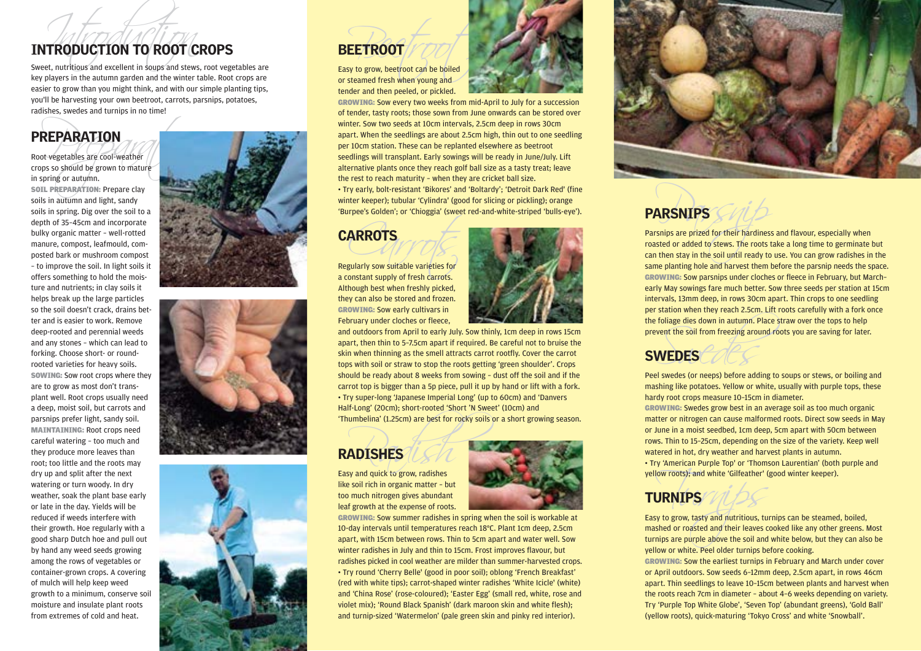## INTRODUCTION TO ROOT CROPS

Sweet, nutritious and excellent in soups and stews, root vegetables are key players in the autumn garden and the winter table. Root crops are easier to grow than you might think, and with our simple planting tips, you'll be harvesting your own beetroot, carrots, parsnips, potatoes, radishes, swedes and turnips in no time!

## PREPARATION

Root vegetables are cool-weather crops so should be grown to mature in spring or autumn.

**SOIL PREPARATION:** Prepare clay soils in autumn and light, sandy soils in spring. Dig over the soil to a depth of 35–45cm and incorporate bulky organic matter – well-rotted manure, compost, leafmould, composted bark or mushroom compost – to improve the soil. In light soils it offers something to hold the moisture and nutrients; in clay soils it helps break up the large particles so the soil doesn't crack, drains better and is easier to work. Remove deep-rooted and perennial weeds and any stones – which can lead to forking. Choose short- or round-rooted varieties for heavy soils.

**SOWING:** Sow root crops where they are to grow as most don't transplant well. Root crops usually need a deep, moist soil, but carrots and parsnips prefer light, sandy soil.

**MAINTAINING:** Root crops need careful watering – too much and they produce more leaves than root; too little and the roots may dry up and split after the next watering or turn woody. In dry weather, soak the plant base early or late in the day. Yields will be reduced if weeds interfere with their growth. Hoe regularly with a good sharp Dutch hoe and pull out by hand any weed seeds growing among the rows of vegetables or container-grown crops. A covering of mulch will help keep weed growth to a minimum, conserve soil moisture and insulate plant roots from extremes of cold and heat.

## BEETROOT

Easy to grow, beetroot can be boiled or steamed fresh when young and tender and then peeled, or pickled.

**GROWING:** Sow every two weeks from mid-April to July for a succession of tender, tasty roots; those sown from June onwards can be stored over winter. Sow two seeds at 10cm intervals, 2.5cm deep in rows 30cm apart. When the seedlings are about 2.5cm high, thin out to one seedling per 10cm station. These can be replanted elsewhere as beetroot seedlings will transplant. Early sowings will be ready in June/July. Lift alternative plants once they reach golf ball size as a tasty treat; leave the rest to reach maturity – when they are cricket ball size.

• Try early, bolt-resistant 'Bikores' and 'Boltardy'; 'Detroit Dark Red' (fine winter keeper); tubular 'Cylindra' (good for slicing or pickling); orange 'Burpee's Golden'; or 'Chioggia' (sweet red-and-white-striped 'bulls-eye').

## CARROTS

Regularly sow suitable varieties for a constant supply of fresh carrots. Although best when freshly picked, they can also be stored and frozen.

**GROWING:** Sow early cultivars in February under cloches or fleece, and outdoors from April to early July. Sow thinly, 1cm deep in rows 15cm apart, then thin to 5–7.5cm apart if required. Be careful not to bruise the skin when thinning as the smell attracts carrot rootfly. Cover the carrot tops with soil or straw to stop the roots getting 'green shoulder'. Crops should be ready about 8 weeks from sowing – dust off the soil and if the carrot top is bigger than a 5p piece, pull it up by hand or lift with a fork.

• Try super-long 'Japanese Imperial Long' (up to 60cm) and 'Danvers Half-Long' (20cm); short-rooted 'Short 'N Sweet' (10cm) and 'Thumbelina' (1.25cm) are best for rocky soils or a short growing season.

## RADISHES

Easy and quick to grow, radishes like soil rich in organic matter – but too much nitrogen gives abundant leaf growth at the expense of roots.

**GROWING:** Sow summer radishes in spring when the soil is workable at 10-day intervals until temperatures reach 18°C. Plant 1cm deep, 2.5cm apart, with 15cm between rows. Thin to 5cm apart and water well. Sow winter radishes in July and thin to 15cm. Frost improves flavour, but radishes picked in cool weather are milder than summer-harvested crops.

• Try round 'Cherry Belle' (good in poor soil); oblong 'French Breakfast' (red with white tips); carrot-shaped winter radishes 'White Icicle' (white) and 'China Rose' (rose-coloured); 'Easter Egg' (small red, white, rose and violet mix); 'Round Black Spanish' (dark maroon skin and white flesh); and turnip-sized 'Watermelon' (pale green skin and pinky red interior).

## PARSNIPS

Parsnips are prized for their hardiness and flavour, especially when roasted or added to stews. The roots take a long time to germinate but can then stay in the soil until ready to use. You can grow radishes in the same planting hole and harvest them before the parsnip needs the space.

**GROWING:** Sow parsnips under cloches or fleece in February, but March–early May sowings fare much better. Sow three seeds per station at 15cm intervals, 13mm deep, in rows 30cm apart. Thin crops to one seedling per station when they reach 2.5cm. Lift roots carefully with a fork once the foliage dies down in autumn. Place straw over the tops to help prevent the soil from freezing around roots you are saving for later.

## SWEDES

Peel swedes (or neeps) before adding to soups or stews, or boiling and mashing like potatoes. Yellow or white, usually with purple tops, these hardy root crops measure 10–15cm in diameter.

**GROWING:** Swedes grow best in an average soil as too much organic matter or nitrogen can cause malformed roots. Direct sow seeds in May or June in a moist seedbed, 1cm deep, 5cm apart with 50cm between rows. Thin to 15–25cm, depending on the size of the variety. Keep well watered in hot, dry weather and harvest plants in autumn.

• Try 'American Purple Top' or 'Thomson Laurentian' (both purple and yellow roots); and white 'Gilfeather' (good winter keeper).

## TURNIPS

Easy to grow, tasty and nutritious, turnips can be steamed, boiled, mashed or roasted and their leaves cooked like any other greens. Most turnips are purple above the soil and white below, but they can also be yellow or white. Peel older turnips before cooking.

**GROWING:** Sow the earliest turnips in February and March under cover or April outdoors. Sow seeds 6–12mm deep, 2.5cm apart, in rows 46cm apart. Thin seedlings to leave 10–15cm between plants and harvest when the roots reach 7cm in diameter – about 4–6 weeks depending on variety. Try 'Purple Top White Globe', 'Seven Top' (abundant greens), 'Gold Ball' (yellow roots), quick-maturing 'Tokyo Cross' and white 'Snowball'.